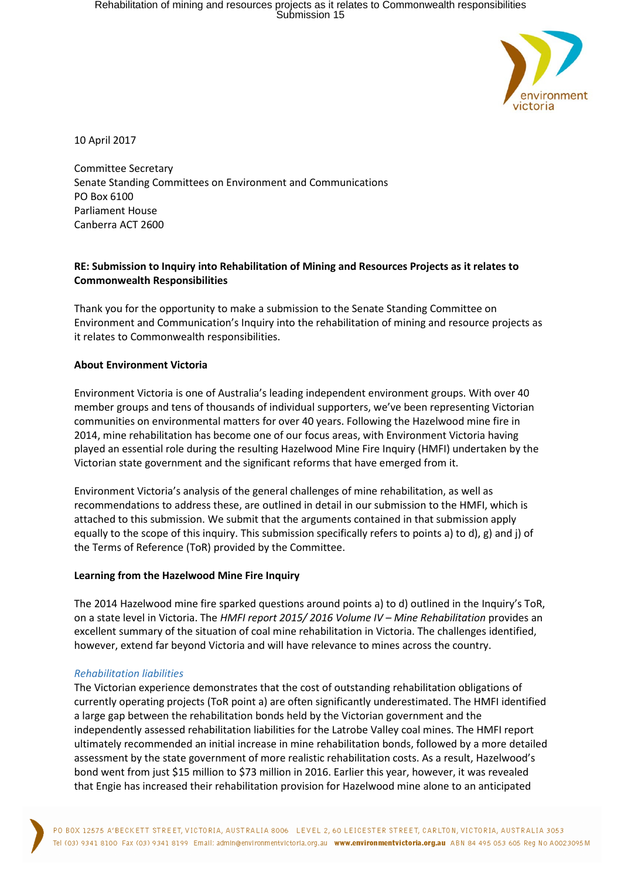10 April 2017

Committee Secretary
Senate Standing Committees on Environment and Communications
PO Box 6100
Parliament House
Canberra ACT 2600

**RE: Submission to Inquiry into Rehabilitation of Mining and Resources Projects as it relates to Commonwealth Responsibilities**

Thank you for the opportunity to make a submission to the Senate Standing Committee on Environment and Communication's Inquiry into the rehabilitation of mining and resource projects as it relates to Commonwealth responsibilities.

**About Environment Victoria**

Environment Victoria is one of Australia's leading independent environment groups. With over 40 member groups and tens of thousands of individual supporters, we've been representing Victorian communities on environmental matters for over 40 years. Following the Hazelwood mine fire in 2014, mine rehabilitation has become one of our focus areas, with Environment Victoria having played an essential role during the resulting Hazelwood Mine Fire Inquiry (HMFI) undertaken by the Victorian state government and the significant reforms that have emerged from it.

Environment Victoria's analysis of the general challenges of mine rehabilitation, as well as recommendations to address these, are outlined in detail in our submission to the HMFI, which is attached to this submission. We submit that the arguments contained in that submission apply equally to the scope of this inquiry. This submission specifically refers to points a) to d), g) and j) of the Terms of Reference (ToR) provided by the Committee.

**Learning from the Hazelwood Mine Fire Inquiry**

The 2014 Hazelwood mine fire sparked questions around points a) to d) outlined in the Inquiry's ToR, on a state level in Victoria. The *HMFI report 2015/ 2016 Volume IV – Mine Rehabilitation* provides an excellent summary of the situation of coal mine rehabilitation in Victoria. The challenges identified, however, extend far beyond Victoria and will have relevance to mines across the country.

*Rehabilitation liabilities*

The Victorian experience demonstrates that the cost of outstanding rehabilitation obligations of currently operating projects (ToR point a) are often significantly underestimated. The HMFI identified a large gap between the rehabilitation bonds held by the Victorian government and the independently assessed rehabilitation liabilities for the Latrobe Valley coal mines. The HMFI report ultimately recommended an initial increase in mine rehabilitation bonds, followed by a more detailed assessment by the state government of more realistic rehabilitation costs. As a result, Hazelwood's bond went from just $15 million to $73 million in 2016. Earlier this year, however, it was revealed that Engie has increased their rehabilitation provision for Hazelwood mine alone to an anticipated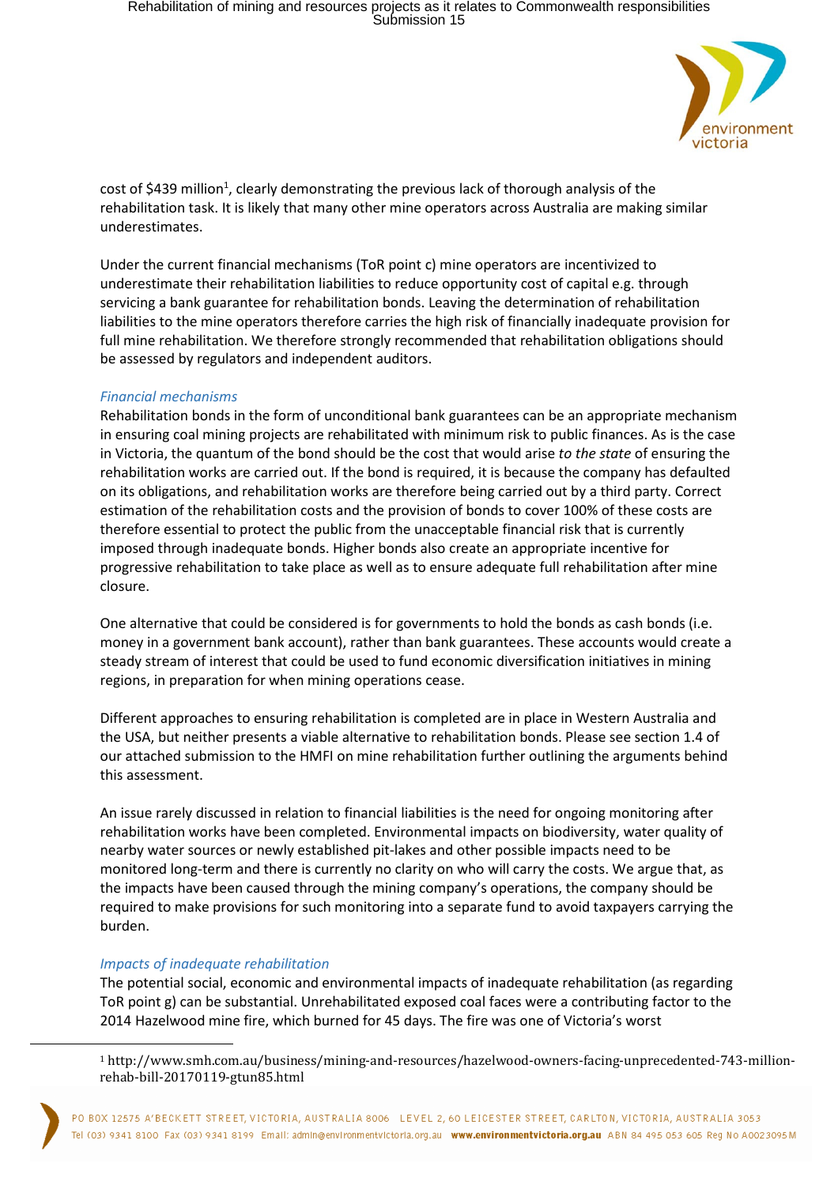cost of $439 million[1], clearly demonstrating the previous lack of thorough analysis of the rehabilitation task. It is likely that many other mine operators across Australia are making similar underestimates.

Under the current financial mechanisms (ToR point c) mine operators are incentivized to underestimate their rehabilitation liabilities to reduce opportunity cost of capital e.g. through servicing a bank guarantee for rehabilitation bonds. Leaving the determination of rehabilitation liabilities to the mine operators therefore carries the high risk of financially inadequate provision for full mine rehabilitation. We therefore strongly recommended that rehabilitation obligations should be assessed by regulators and independent auditors.

### *Financial mechanisms*

Rehabilitation bonds in the form of unconditional bank guarantees can be an appropriate mechanism in ensuring coal mining projects are rehabilitated with minimum risk to public finances. As is the case in Victoria, the quantum of the bond should be the cost that would arise *to the state* of ensuring the rehabilitation works are carried out. If the bond is required, it is because the company has defaulted on its obligations, and rehabilitation works are therefore being carried out by a third party. Correct estimation of the rehabilitation costs and the provision of bonds to cover 100% of these costs are therefore essential to protect the public from the unacceptable financial risk that is currently imposed through inadequate bonds. Higher bonds also create an appropriate incentive for progressive rehabilitation to take place as well as to ensure adequate full rehabilitation after mine closure.

One alternative that could be considered is for governments to hold the bonds as cash bonds (i.e. money in a government bank account), rather than bank guarantees. These accounts would create a steady stream of interest that could be used to fund economic diversification initiatives in mining regions, in preparation for when mining operations cease.

Different approaches to ensuring rehabilitation is completed are in place in Western Australia and the USA, but neither presents a viable alternative to rehabilitation bonds. Please see section 1.4 of our attached submission to the HMFI on mine rehabilitation further outlining the arguments behind this assessment.

An issue rarely discussed in relation to financial liabilities is the need for ongoing monitoring after rehabilitation works have been completed. Environmental impacts on biodiversity, water quality of nearby water sources or newly established pit-lakes and other possible impacts need to be monitored long-term and there is currently no clarity on who will carry the costs. We argue that, as the impacts have been caused through the mining company's operations, the company should be required to make provisions for such monitoring into a separate fund to avoid taxpayers carrying the burden.

### *Impacts of inadequate rehabilitation*

The potential social, economic and environmental impacts of inadequate rehabilitation (as regarding ToR point g) can be substantial. Unrehabilitated exposed coal faces were a contributing factor to the 2014 Hazelwood mine fire, which burned for 45 days. The fire was one of Victoria's worst

---

[1] http://www.smh.com.au/business/mining-and-resources/hazelwood-owners-facing-unprecedented-743-million-rehab-bill-20170119-gtun85.html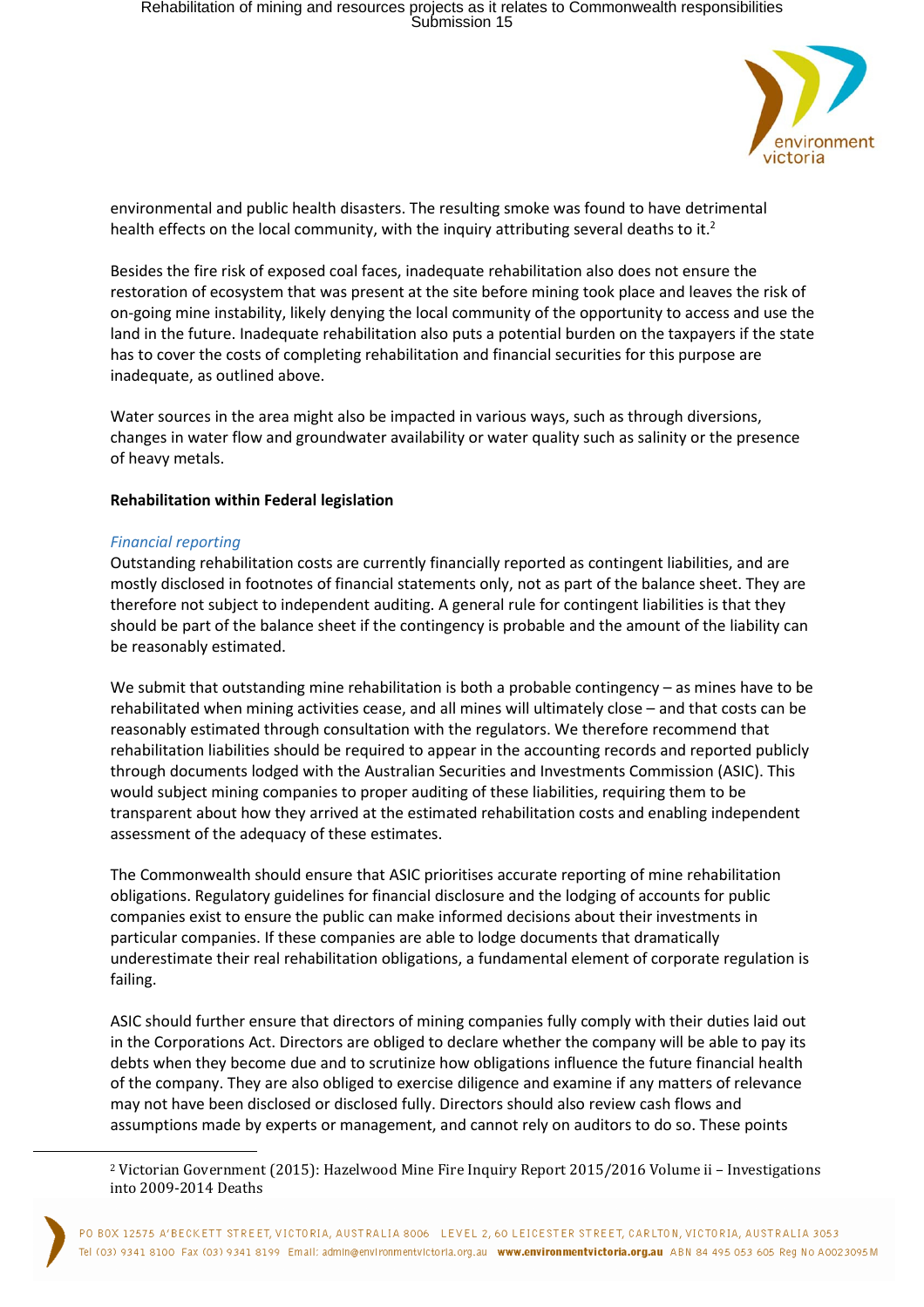environmental and public health disasters. The resulting smoke was found to have detrimental health effects on the local community, with the inquiry attributing several deaths to it.[2]

Besides the fire risk of exposed coal faces, inadequate rehabilitation also does not ensure the restoration of ecosystem that was present at the site before mining took place and leaves the risk of on-going mine instability, likely denying the local community of the opportunity to access and use the land in the future. Inadequate rehabilitation also puts a potential burden on the taxpayers if the state has to cover the costs of completing rehabilitation and financial securities for this purpose are inadequate, as outlined above.

Water sources in the area might also be impacted in various ways, such as through diversions, changes in water flow and groundwater availability or water quality such as salinity or the presence of heavy metals.

**Rehabilitation within Federal legislation**

*Financial reporting*

Outstanding rehabilitation costs are currently financially reported as contingent liabilities, and are mostly disclosed in footnotes of financial statements only, not as part of the balance sheet. They are therefore not subject to independent auditing. A general rule for contingent liabilities is that they should be part of the balance sheet if the contingency is probable and the amount of the liability can be reasonably estimated.

We submit that outstanding mine rehabilitation is both a probable contingency – as mines have to be rehabilitated when mining activities cease, and all mines will ultimately close – and that costs can be reasonably estimated through consultation with the regulators. We therefore recommend that rehabilitation liabilities should be required to appear in the accounting records and reported publicly through documents lodged with the Australian Securities and Investments Commission (ASIC). This would subject mining companies to proper auditing of these liabilities, requiring them to be transparent about how they arrived at the estimated rehabilitation costs and enabling independent assessment of the adequacy of these estimates.

The Commonwealth should ensure that ASIC prioritises accurate reporting of mine rehabilitation obligations. Regulatory guidelines for financial disclosure and the lodging of accounts for public companies exist to ensure the public can make informed decisions about their investments in particular companies. If these companies are able to lodge documents that dramatically underestimate their real rehabilitation obligations, a fundamental element of corporate regulation is failing.

ASIC should further ensure that directors of mining companies fully comply with their duties laid out in the Corporations Act. Directors are obliged to declare whether the company will be able to pay its debts when they become due and to scrutinize how obligations influence the future financial health of the company. They are also obliged to exercise diligence and examine if any matters of relevance may not have been disclosed or disclosed fully. Directors should also review cash flows and assumptions made by experts or management, and cannot rely on auditors to do so. These points

[2] Victorian Government (2015): Hazelwood Mine Fire Inquiry Report 2015/2016 Volume ii – Investigations into 2009-2014 Deaths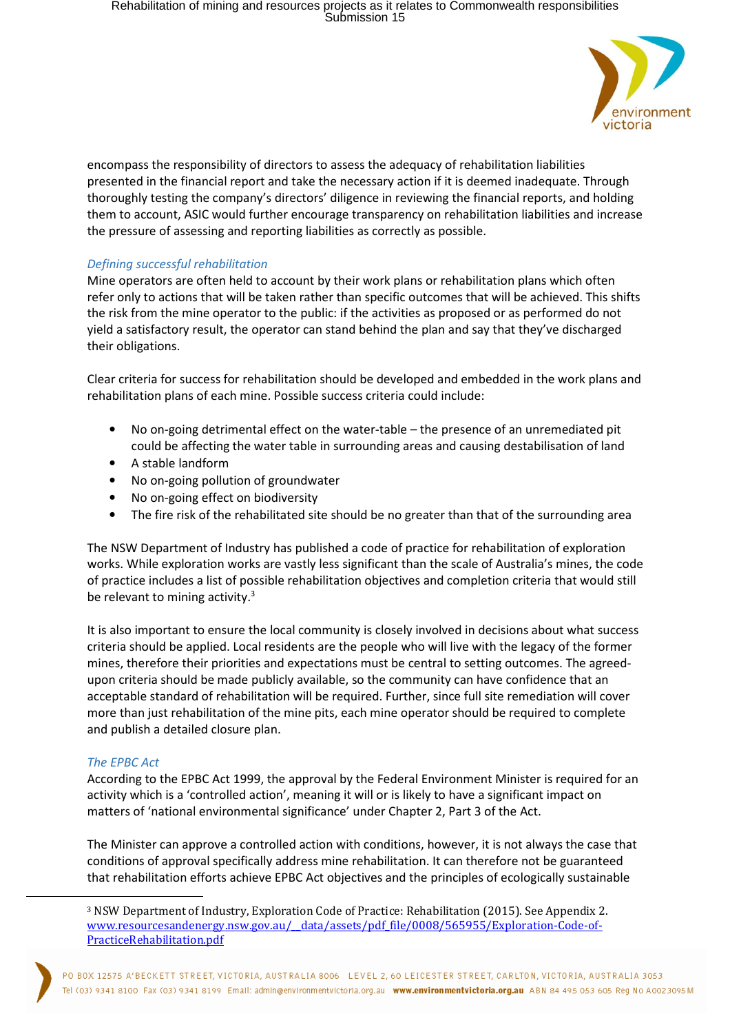encompass the responsibility of directors to assess the adequacy of rehabilitation liabilities presented in the financial report and take the necessary action if it is deemed inadequate. Through thoroughly testing the company's directors' diligence in reviewing the financial reports, and holding them to account, ASIC would further encourage transparency on rehabilitation liabilities and increase the pressure of assessing and reporting liabilities as correctly as possible.

### *Defining successful rehabilitation*

Mine operators are often held to account by their work plans or rehabilitation plans which often refer only to actions that will be taken rather than specific outcomes that will be achieved. This shifts the risk from the mine operator to the public: if the activities as proposed or as performed do not yield a satisfactory result, the operator can stand behind the plan and say that they've discharged their obligations.

Clear criteria for success for rehabilitation should be developed and embedded in the work plans and rehabilitation plans of each mine. Possible success criteria could include:

- No on-going detrimental effect on the water-table – the presence of an unremediated pit could be affecting the water table in surrounding areas and causing destabilisation of land
- A stable landform
- No on-going pollution of groundwater
- No on-going effect on biodiversity
- The fire risk of the rehabilitated site should be no greater than that of the surrounding area

The NSW Department of Industry has published a code of practice for rehabilitation of exploration works. While exploration works are vastly less significant than the scale of Australia's mines, the code of practice includes a list of possible rehabilitation objectives and completion criteria that would still be relevant to mining activity.[3]

It is also important to ensure the local community is closely involved in decisions about what success criteria should be applied. Local residents are the people who will live with the legacy of the former mines, therefore their priorities and expectations must be central to setting outcomes. The agreed-upon criteria should be made publicly available, so the community can have confidence that an acceptable standard of rehabilitation will be required. Further, since full site remediation will cover more than just rehabilitation of the mine pits, each mine operator should be required to complete and publish a detailed closure plan.

### *The EPBC Act*

According to the EPBC Act 1999, the approval by the Federal Environment Minister is required for an activity which is a 'controlled action', meaning it will or is likely to have a significant impact on matters of 'national environmental significance' under Chapter 2, Part 3 of the Act.

The Minister can approve a controlled action with conditions, however, it is not always the case that conditions of approval specifically address mine rehabilitation. It can therefore not be guaranteed that rehabilitation efforts achieve EPBC Act objectives and the principles of ecologically sustainable

---

[3] NSW Department of Industry, Exploration Code of Practice: Rehabilitation (2015). See Appendix 2. www.resourcesandenergy.nsw.gov.au/__data/assets/pdf_file/0008/565955/Exploration-Code-of-PracticeRehabilitation.pdf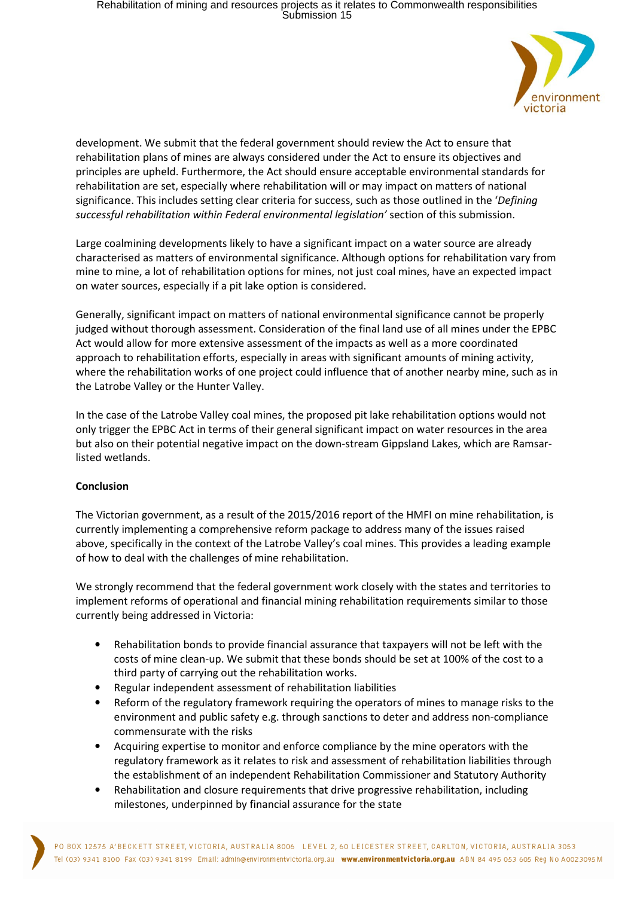development. We submit that the federal government should review the Act to ensure that rehabilitation plans of mines are always considered under the Act to ensure its objectives and principles are upheld. Furthermore, the Act should ensure acceptable environmental standards for rehabilitation are set, especially where rehabilitation will or may impact on matters of national significance. This includes setting clear criteria for success, such as those outlined in the '*Defining successful rehabilitation within Federal environmental legislation'* section of this submission.

Large coalmining developments likely to have a significant impact on a water source are already characterised as matters of environmental significance. Although options for rehabilitation vary from mine to mine, a lot of rehabilitation options for mines, not just coal mines, have an expected impact on water sources, especially if a pit lake option is considered.

Generally, significant impact on matters of national environmental significance cannot be properly judged without thorough assessment. Consideration of the final land use of all mines under the EPBC Act would allow for more extensive assessment of the impacts as well as a more coordinated approach to rehabilitation efforts, especially in areas with significant amounts of mining activity, where the rehabilitation works of one project could influence that of another nearby mine, such as in the Latrobe Valley or the Hunter Valley.

In the case of the Latrobe Valley coal mines, the proposed pit lake rehabilitation options would not only trigger the EPBC Act in terms of their general significant impact on water resources in the area but also on their potential negative impact on the down-stream Gippsland Lakes, which are Ramsar-listed wetlands.

**Conclusion**

The Victorian government, as a result of the 2015/2016 report of the HMFI on mine rehabilitation, is currently implementing a comprehensive reform package to address many of the issues raised above, specifically in the context of the Latrobe Valley's coal mines. This provides a leading example of how to deal with the challenges of mine rehabilitation.

We strongly recommend that the federal government work closely with the states and territories to implement reforms of operational and financial mining rehabilitation requirements similar to those currently being addressed in Victoria:

- Rehabilitation bonds to provide financial assurance that taxpayers will not be left with the costs of mine clean-up. We submit that these bonds should be set at 100% of the cost to a third party of carrying out the rehabilitation works.
- Regular independent assessment of rehabilitation liabilities
- Reform of the regulatory framework requiring the operators of mines to manage risks to the environment and public safety e.g. through sanctions to deter and address non-compliance commensurate with the risks
- Acquiring expertise to monitor and enforce compliance by the mine operators with the regulatory framework as it relates to risk and assessment of rehabilitation liabilities through the establishment of an independent Rehabilitation Commissioner and Statutory Authority
- Rehabilitation and closure requirements that drive progressive rehabilitation, including milestones, underpinned by financial assurance for the state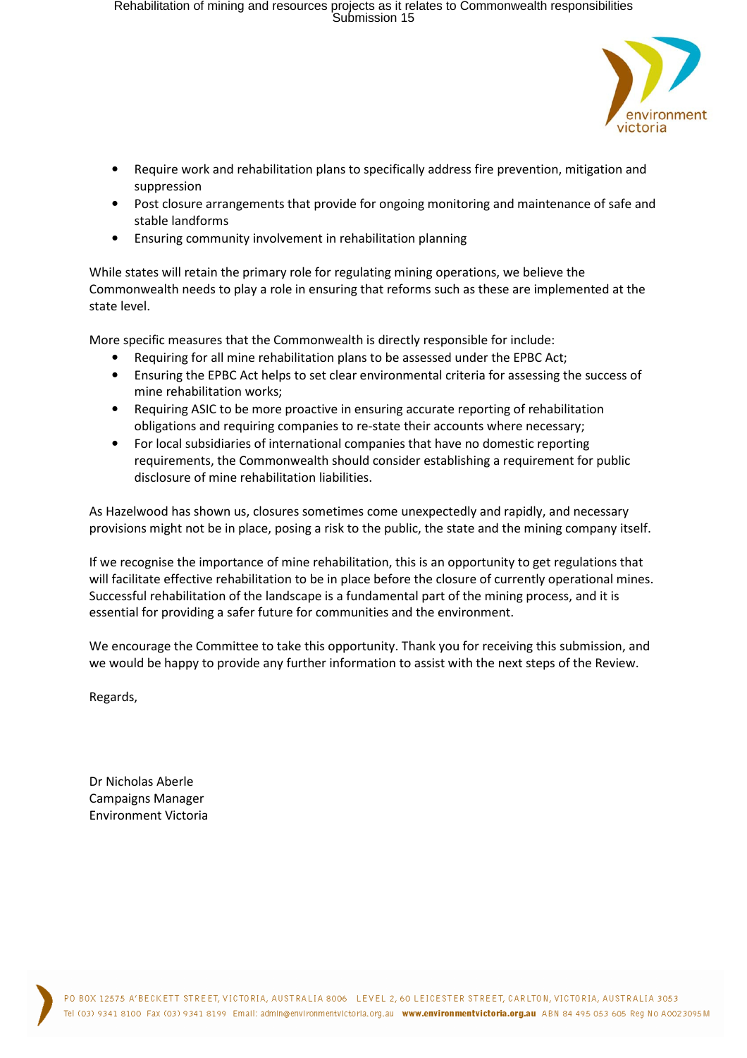- Require work and rehabilitation plans to specifically address fire prevention, mitigation and suppression
- Post closure arrangements that provide for ongoing monitoring and maintenance of safe and stable landforms
- Ensuring community involvement in rehabilitation planning

While states will retain the primary role for regulating mining operations, we believe the Commonwealth needs to play a role in ensuring that reforms such as these are implemented at the state level.

More specific measures that the Commonwealth is directly responsible for include:

- Requiring for all mine rehabilitation plans to be assessed under the EPBC Act;
- Ensuring the EPBC Act helps to set clear environmental criteria for assessing the success of mine rehabilitation works;
- Requiring ASIC to be more proactive in ensuring accurate reporting of rehabilitation obligations and requiring companies to re-state their accounts where necessary;
- For local subsidiaries of international companies that have no domestic reporting requirements, the Commonwealth should consider establishing a requirement for public disclosure of mine rehabilitation liabilities.

As Hazelwood has shown us, closures sometimes come unexpectedly and rapidly, and necessary provisions might not be in place, posing a risk to the public, the state and the mining company itself.

If we recognise the importance of mine rehabilitation, this is an opportunity to get regulations that will facilitate effective rehabilitation to be in place before the closure of currently operational mines. Successful rehabilitation of the landscape is a fundamental part of the mining process, and it is essential for providing a safer future for communities and the environment.

We encourage the Committee to take this opportunity. Thank you for receiving this submission, and we would be happy to provide any further information to assist with the next steps of the Review.

Regards,

Dr Nicholas Aberle
Campaigns Manager
Environment Victoria